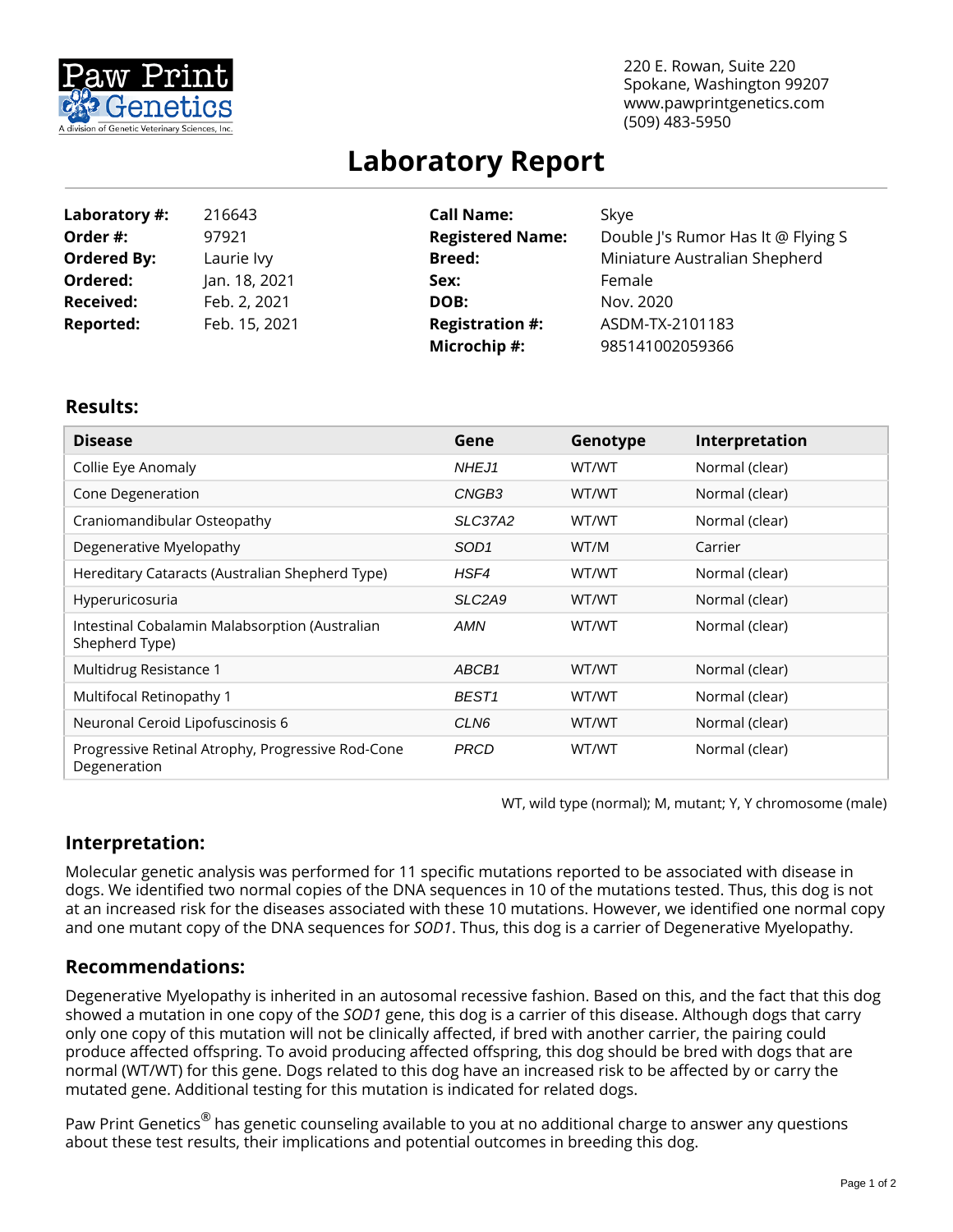Paw Print Genetics
A division of Genetic Veterinary Sciences, Inc.

220 E. Rowan, Suite 220
Spokane, Washington 99207
www.pawprintgenetics.com
(509) 483-5950

# Laboratory Report

**Laboratory #:** 216643
**Order #:** 97921
**Ordered By:** Laurie Ivy
**Ordered:** Jan. 18, 2021
**Received:** Feb. 2, 2021
**Reported:** Feb. 15, 2021

**Call Name:** Skye
**Registered Name:** Double J's Rumor Has It @ Flying S
**Breed:** Miniature Australian Shepherd
**Sex:** Female
**DOB:** Nov. 2020
**Registration #:** ASDM-TX-2101183
**Microchip #:** 985141002059366

## Results:

| Disease | Gene | Genotype | Interpretation |
|---|---|---|---|
| Collie Eye Anomaly | *NHEJ1* | WT/WT | Normal (clear) |
| Cone Degeneration | *CNGB3* | WT/WT | Normal (clear) |
| Craniomandibular Osteopathy | *SLC37A2* | WT/WT | Normal (clear) |
| Degenerative Myelopathy | *SOD1* | WT/M | Carrier |
| Hereditary Cataracts (Australian Shepherd Type) | *HSF4* | WT/WT | Normal (clear) |
| Hyperuricosuria | *SLC2A9* | WT/WT | Normal (clear) |
| Intestinal Cobalamin Malabsorption (Australian Shepherd Type) | *AMN* | WT/WT | Normal (clear) |
| Multidrug Resistance 1 | *ABCB1* | WT/WT | Normal (clear) |
| Multifocal Retinopathy 1 | *BEST1* | WT/WT | Normal (clear) |
| Neuronal Ceroid Lipofuscinosis 6 | *CLN6* | WT/WT | Normal (clear) |
| Progressive Retinal Atrophy, Progressive Rod-Cone Degeneration | *PRCD* | WT/WT | Normal (clear) |

WT, wild type (normal); M, mutant; Y, Y chromosome (male)

## Interpretation:

Molecular genetic analysis was performed for 11 specific mutations reported to be associated with disease in dogs. We identified two normal copies of the DNA sequences in 10 of the mutations tested. Thus, this dog is not at an increased risk for the diseases associated with these 10 mutations. However, we identified one normal copy and one mutant copy of the DNA sequences for *SOD1*. Thus, this dog is a carrier of Degenerative Myelopathy.

## Recommendations:

Degenerative Myelopathy is inherited in an autosomal recessive fashion. Based on this, and the fact that this dog showed a mutation in one copy of the *SOD1* gene, this dog is a carrier of this disease. Although dogs that carry only one copy of this mutation will not be clinically affected, if bred with another carrier, the pairing could produce affected offspring. To avoid producing affected offspring, this dog should be bred with dogs that are normal (WT/WT) for this gene. Dogs related to this dog have an increased risk to be affected by or carry the mutated gene. Additional testing for this mutation is indicated for related dogs.

Paw Print Genetics® has genetic counseling available to you at no additional charge to answer any questions about these test results, their implications and potential outcomes in breeding this dog.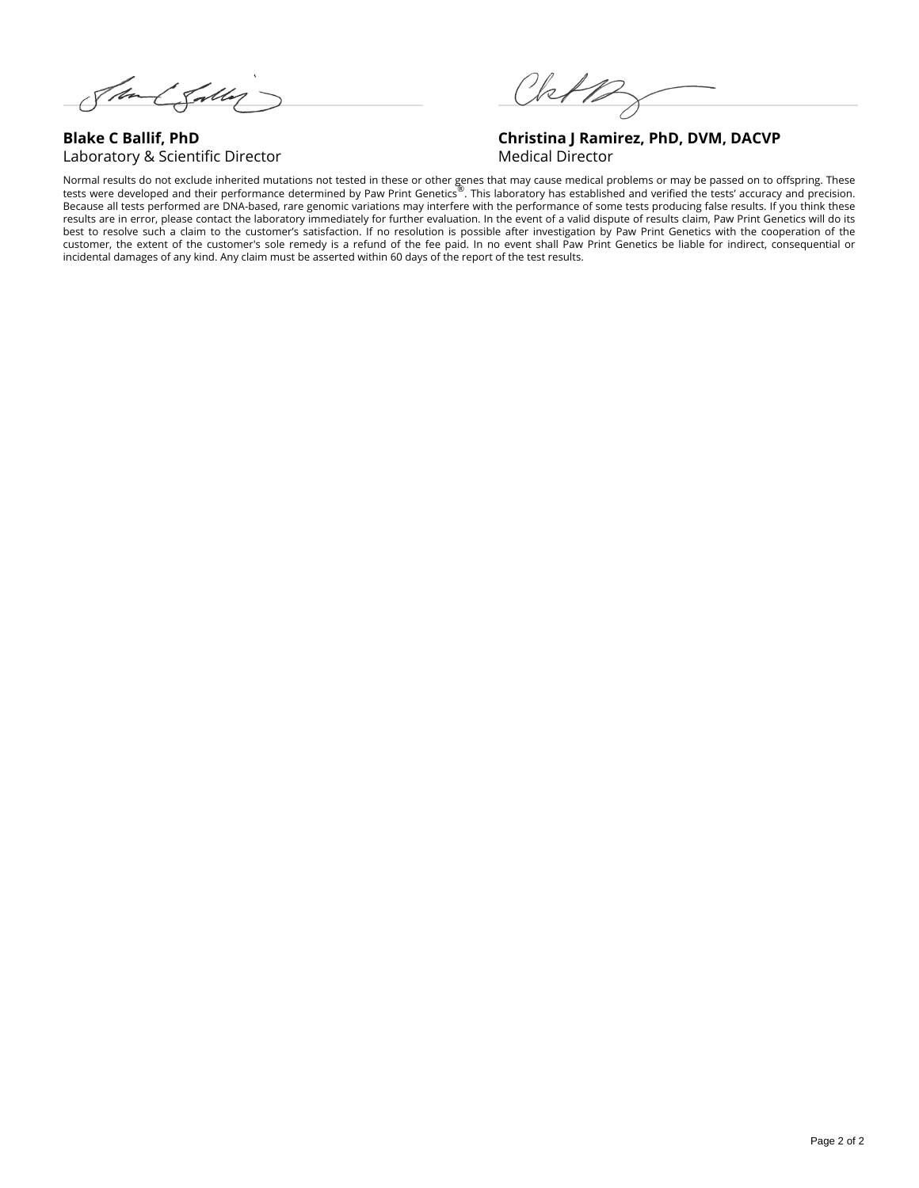**Blake C Ballif, PhD**
Laboratory & Scientific Director

**Christina J Ramirez, PhD, DVM, DACVP**
Medical Director

Normal results do not exclude inherited mutations not tested in these or other genes that may cause medical problems or may be passed on to offspring. These tests were developed and their performance determined by Paw Print Genetics®. This laboratory has established and verified the tests' accuracy and precision. Because all tests performed are DNA-based, rare genomic variations may interfere with the performance of some tests producing false results. If you think these results are in error, please contact the laboratory immediately for further evaluation. In the event of a valid dispute of results claim, Paw Print Genetics will do its best to resolve such a claim to the customer's satisfaction. If no resolution is possible after investigation by Paw Print Genetics with the cooperation of the customer, the extent of the customer's sole remedy is a refund of the fee paid. In no event shall Paw Print Genetics be liable for indirect, consequential or incidental damages of any kind. Any claim must be asserted within 60 days of the report of the test results.